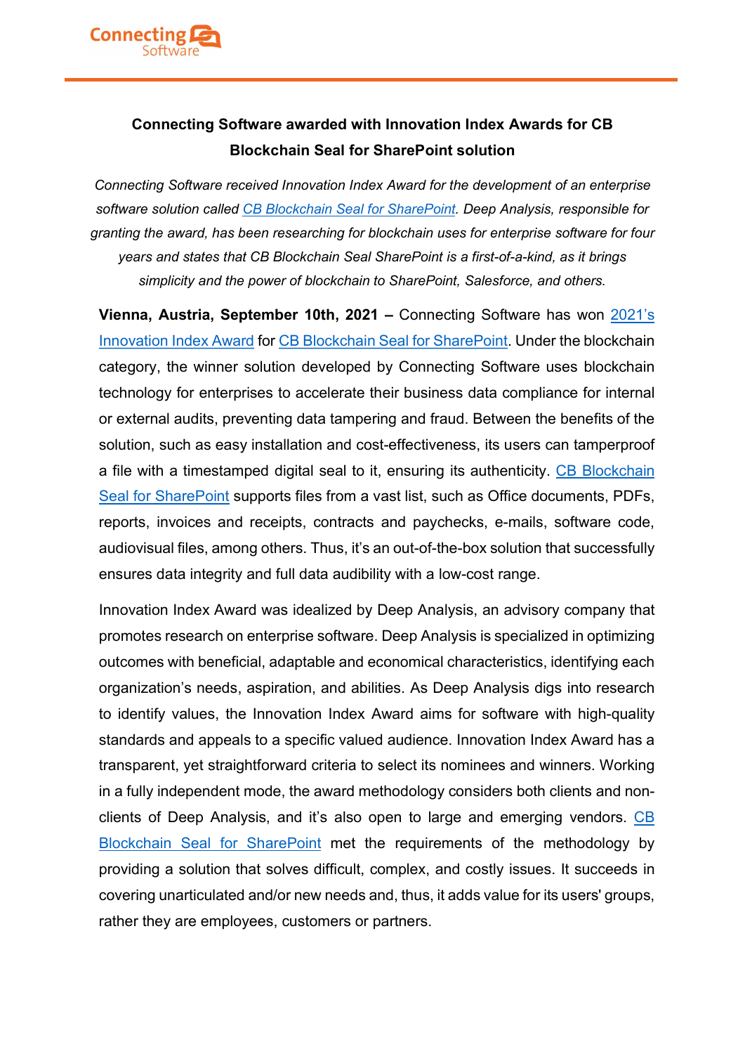## Connecting Software awarded with Innovation Index Awards for CB Blockchain Seal for SharePoint solution

*Connecting Software received Innovation Index Award for the development of an enterprise software solution called CB Blockchain Seal for SharePoint. Deep Analysis, responsible for granting the award, has been researching for blockchain uses for enterprise software for four years and states that CB Blockchain Seal SharePoint is a first-of-a-kind, as it brings simplicity and the power of blockchain to SharePoint, Salesforce, and others.*

**Vienna, Austria, September 10th, 2021 –** Connecting Software has won 2021's Innovation Index Award for CB Blockchain Seal for SharePoint. Under the blockchain category, the winner solution developed by Connecting Software uses blockchain technology for enterprises to accelerate their business data compliance for internal or external audits, preventing data tampering and fraud. Between the benefits of the solution, such as easy installation and cost-effectiveness, its users can tamperproof a file with a timestamped digital seal to it, ensuring its authenticity. CB Blockchain Seal for SharePoint supports files from a vast list, such as Office documents, PDFs, reports, invoices and receipts, contracts and paychecks, e-mails, software code, audiovisual files, among others. Thus, it's an out-of-the-box solution that successfully ensures data integrity and full data audibility with a low-cost range.

Innovation Index Award was idealized by Deep Analysis, an advisory company that promotes research on enterprise software. Deep Analysis is specialized in optimizing outcomes with beneficial, adaptable and economical characteristics, identifying each organization's needs, aspiration, and abilities. As Deep Analysis digs into research to identify values, the Innovation Index Award aims for software with high-quality standards and appeals to a specific valued audience. Innovation Index Award has a transparent, yet straightforward criteria to select its nominees and winners. Working in a fully independent mode, the award methodology considers both clients and non-clients of Deep Analysis, and it's also open to large and emerging vendors. CB Blockchain Seal for SharePoint met the requirements of the methodology by providing a solution that solves difficult, complex, and costly issues. It succeeds in covering unarticulated and/or new needs and, thus, it adds value for its users' groups, rather they are employees, customers or partners.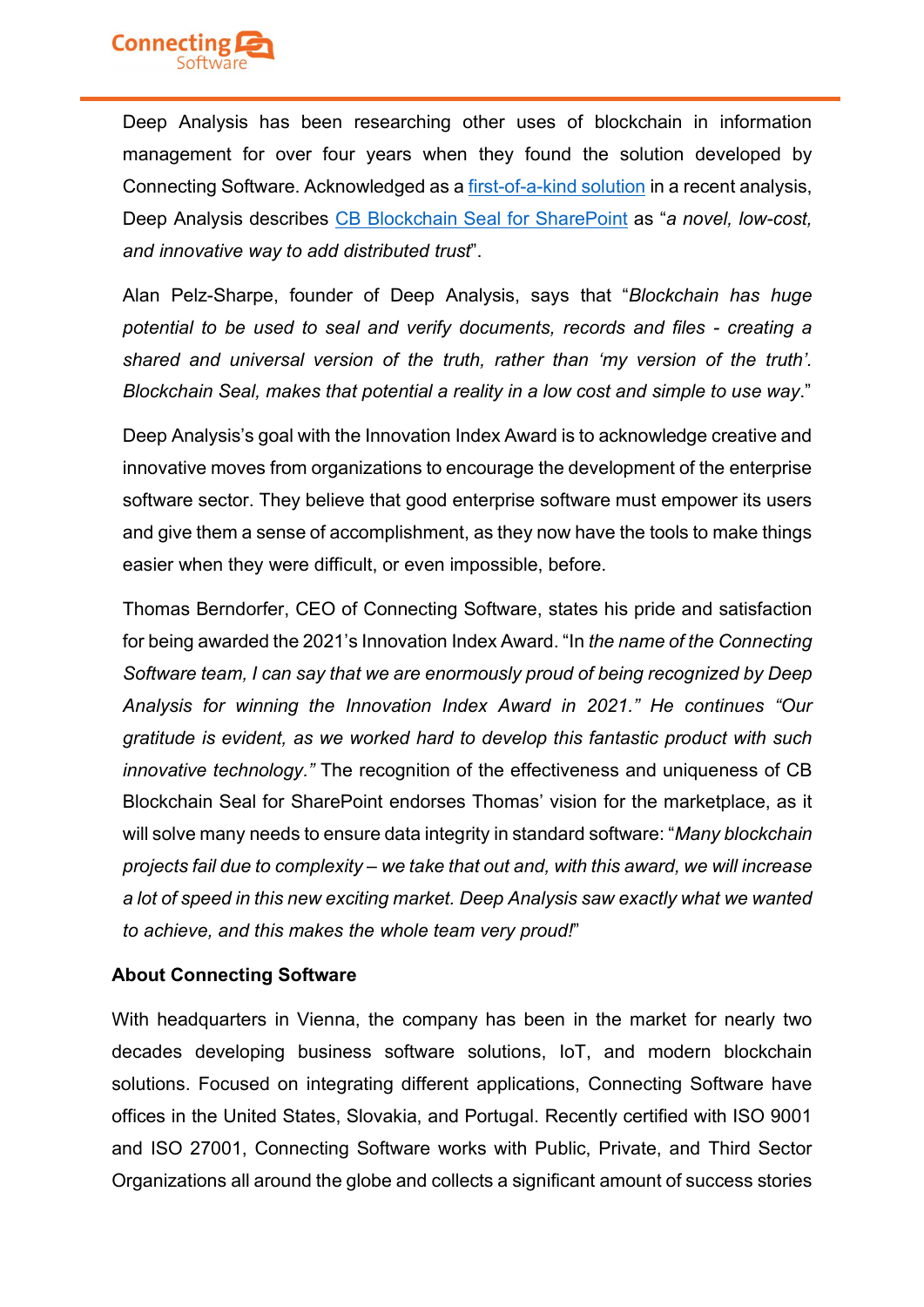Deep Analysis has been researching other uses of blockchain in information management for over four years when they found the solution developed by Connecting Software. Acknowledged as a [first-of-a-kind solution](#) in a recent analysis, Deep Analysis describes [CB Blockchain Seal for SharePoint](#) as "*a novel, low-cost, and innovative way to add distributed trust*".

Alan Pelz-Sharpe, founder of Deep Analysis, says that "*Blockchain has huge potential to be used to seal and verify documents, records and files - creating a shared and universal version of the truth, rather than 'my version of the truth'. Blockchain Seal, makes that potential a reality in a low cost and simple to use way*."

Deep Analysis's goal with the Innovation Index Award is to acknowledge creative and innovative moves from organizations to encourage the development of the enterprise software sector. They believe that good enterprise software must empower its users and give them a sense of accomplishment, as they now have the tools to make things easier when they were difficult, or even impossible, before.

Thomas Berndorfer, CEO of Connecting Software, states his pride and satisfaction for being awarded the 2021's Innovation Index Award. "In *the name of the Connecting Software team, I can say that we are enormously proud of being recognized by Deep Analysis for winning the Innovation Index Award in 2021." He continues "Our gratitude is evident, as we worked hard to develop this fantastic product with such innovative technology."* The recognition of the effectiveness and uniqueness of CB Blockchain Seal for SharePoint endorses Thomas' vision for the marketplace, as it will solve many needs to ensure data integrity in standard software: "*Many blockchain projects fail due to complexity – we take that out and, with this award, we will increase a lot of speed in this new exciting market. Deep Analysis saw exactly what we wanted to achieve, and this makes the whole team very proud!*"

**About Connecting Software**

With headquarters in Vienna, the company has been in the market for nearly two decades developing business software solutions, IoT, and modern blockchain solutions. Focused on integrating different applications, Connecting Software have offices in the United States, Slovakia, and Portugal. Recently certified with ISO 9001 and ISO 27001, Connecting Software works with Public, Private, and Third Sector Organizations all around the globe and collects a significant amount of success stories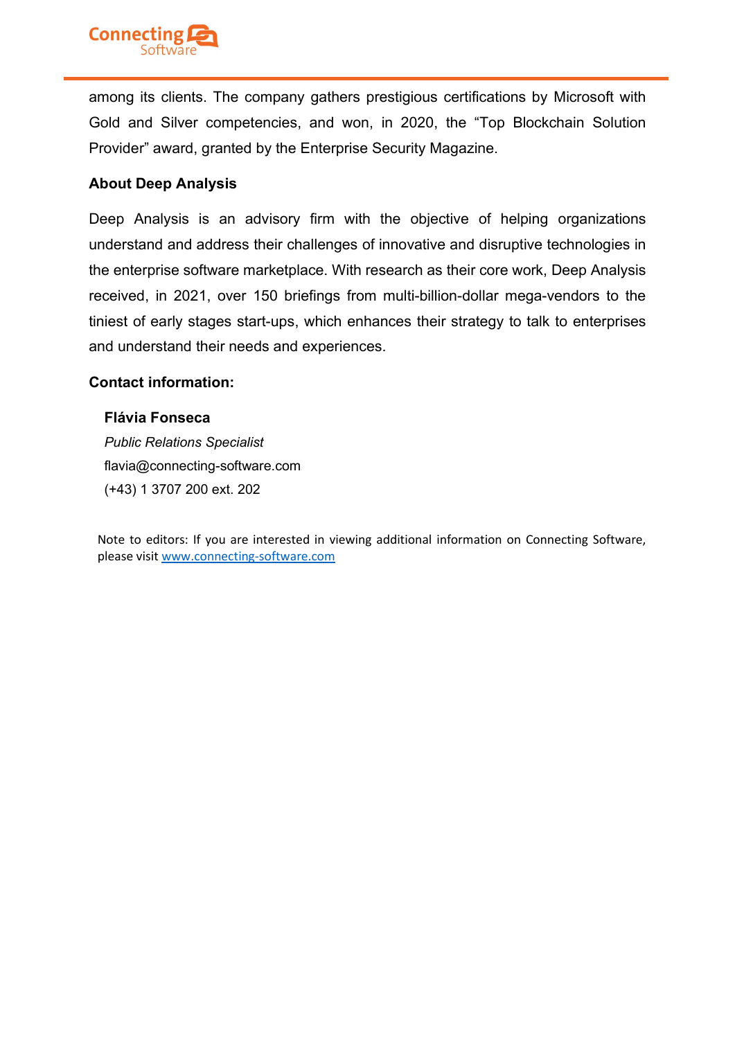among its clients. The company gathers prestigious certifications by Microsoft with Gold and Silver competencies, and won, in 2020, the "Top Blockchain Solution Provider" award, granted by the Enterprise Security Magazine.

**About Deep Analysis**

Deep Analysis is an advisory firm with the objective of helping organizations understand and address their challenges of innovative and disruptive technologies in the enterprise software marketplace. With research as their core work, Deep Analysis received, in 2021, over 150 briefings from multi-billion-dollar mega-vendors to the tiniest of early stages start-ups, which enhances their strategy to talk to enterprises and understand their needs and experiences.

**Contact information:**

**Flávia Fonseca**
*Public Relations Specialist*
flavia@connecting-software.com
(+43) 1 3707 200 ext. 202

Note to editors: If you are interested in viewing additional information on Connecting Software, please visit [www.connecting-software.com](http://www.connecting-software.com)